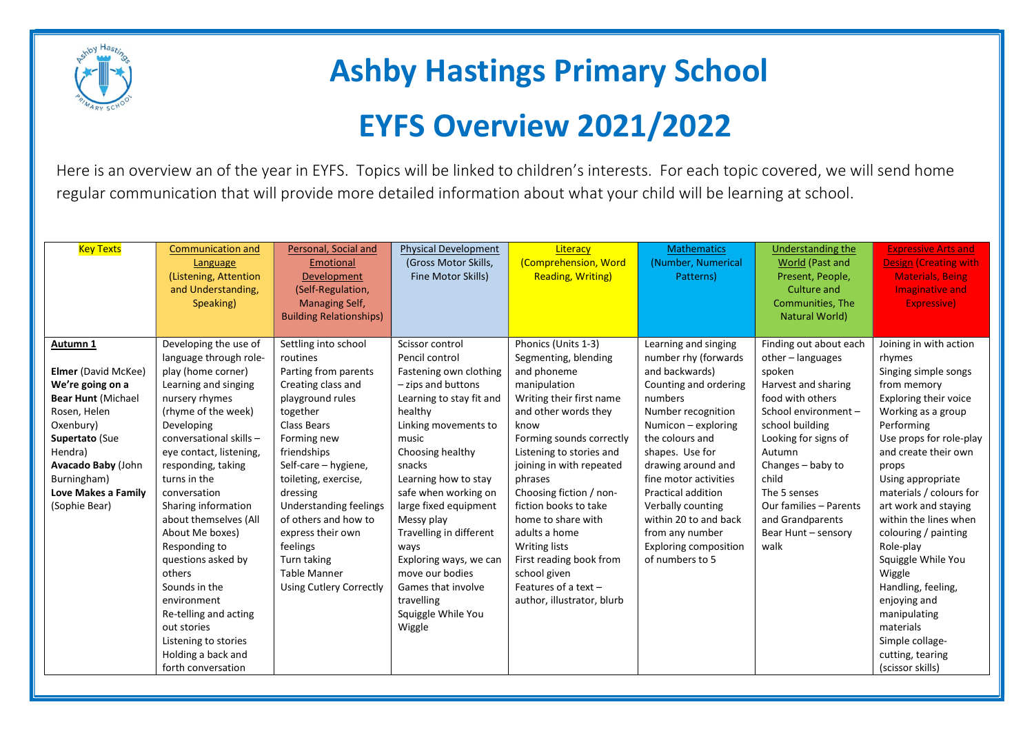# Ashby Hastings Primary School

# EYFS Overview 2021/2022

Here is an overview an of the year in EYFS. Topics will be linked to children's interests. For each topic covered, we will send home regular communication that will provide more detailed information about what your child will be learning at school.

| Key Texts | Communication and Language (Listening, Attention and Understanding, Speaking) | Personal, Social and Emotional Development (Self-Regulation, Managing Self, Building Relationships) | Physical Development (Gross Motor Skills, Fine Motor Skills) | Literacy (Comprehension, Word Reading, Writing) | Mathematics (Number, Numerical Patterns) | Understanding the World (Past and Present, People, Culture and Communities, The Natural World) | Expressive Arts and Design (Creating with Materials, Being Imaginative and Expressive) |
|---|---|---|---|---|---|---|---|
| **Autumn 1**<br><br>**Elmer** (David McKee)<br>**We're going on a Bear Hunt** (Michael Rosen, Helen Oxenbury)<br>**Supertato** (Sue Hendra)<br>**Avacado Baby** (John Burningham)<br>**Love Makes a Family** (Sophie Bear) | Developing the use of language through role-play (home corner)<br>Learning and singing nursery rhymes (rhyme of the week)<br>Developing conversational skills – eye contact, listening, responding, taking turns in the conversation<br>Sharing information about themselves (All About Me boxes)<br>Responding to questions asked by others<br>Sounds in the environment<br>Re-telling and acting out stories<br>Listening to stories<br>Holding a back and forth conversation | Settling into school routines<br>Parting from parents<br>Creating class and playground rules together<br>Class Bears<br>Forming new friendships<br>Self-care – hygiene, toileting, exercise, dressing<br>Understanding feelings of others and how to express their own feelings<br>Turn taking<br>Table Manner<br>Using Cutlery Correctly | Scissor control<br>Pencil control<br>Fastening own clothing – zips and buttons<br>Learning to stay fit and healthy<br>Linking movements to music<br>Choosing healthy snacks<br>Learning how to stay safe when working on large fixed equipment<br>Messy play<br>Travelling in different ways<br>Exploring ways, we can move our bodies<br>Games that involve travelling<br>Squiggle While You Wiggle | Phonics (Units 1-3)<br>Segmenting, blending and phoneme manipulation<br>Writing their first name and other words they know<br>Forming sounds correctly<br>Listening to stories and joining in with repeated phrases<br>Choosing fiction / non-fiction books to take home to share with adults a home<br>Writing lists<br>First reading book from school given<br>Features of a text – author, illustrator, blurb | Learning and singing number rhy (forwards and backwards)<br>Counting and ordering numbers<br>Number recognition<br>Numicon – exploring the colours and shapes. Use for drawing around and fine motor activities<br>Practical addition<br>Verbally counting within 20 to and back from any number<br>Exploring composition of numbers to 5 | Finding out about each other – languages spoken<br>Harvest and sharing food with others<br>School environment – school building<br>Looking for signs of Autumn<br>Changes – baby to child<br>The 5 senses<br>Our families – Parents and Grandparents<br>Bear Hunt – sensory walk | Joining in with action rhymes<br>Singing simple songs from memory<br>Exploring their voice<br>Working as a group<br>Performing<br>Use props for role-play and create their own props<br>Using appropriate materials / colours for art work and staying within the lines when colouring / painting<br>Role-play<br>Squiggle While You Wiggle<br>Handling, feeling, enjoying and manipulating materials<br>Simple collage-cutting, tearing (scissor skills) |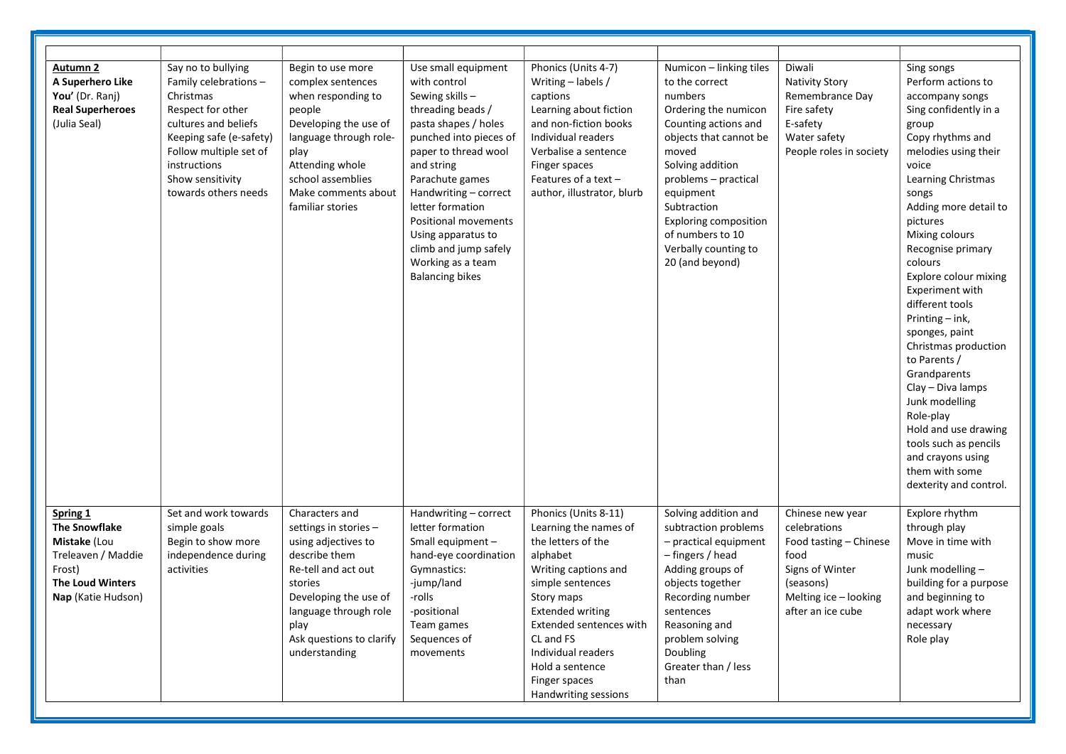| | | | | | | | |
|---|---|---|---|---|---|---|---|
| **Autumn 2**<br>**A Superhero Like You'** (Dr. Ranj)<br>**Real Superheroes** (Julia Seal) | Say no to bullying<br>Family celebrations – Christmas<br>Respect for other cultures and beliefs<br>Keeping safe (e-safety)<br>Follow multiple set of instructions<br>Show sensitivity towards others needs | Begin to use more complex sentences when responding to people<br>Developing the use of language through role-play<br>Attending whole school assemblies<br>Make comments about familiar stories | Use small equipment with control<br>Sewing skills – threading beads / pasta shapes / holes punched into pieces of paper to thread wool and string<br>Parachute games<br>Handwriting – correct letter formation<br>Positional movements<br>Using apparatus to climb and jump safely<br>Working as a team<br>Balancing bikes | Phonics (Units 4-7)<br>Writing – labels / captions<br>Learning about fiction and non-fiction books<br>Individual readers<br>Verbalise a sentence<br>Finger spaces<br>Features of a text – author, illustrator, blurb | Numicon – linking tiles to the correct numbers<br>Ordering the numicon<br>Counting actions and objects that cannot be moved<br>Solving addition problems – practical equipment<br>Subtraction<br>Exploring composition of numbers to 10<br>Verbally counting to 20 (and beyond) | Diwali<br>Nativity Story<br>Remembrance Day<br>Fire safety<br>E-safety<br>Water safety<br>People roles in society | Sing songs<br>Perform actions to accompany songs<br>Sing confidently in a group<br>Copy rhythms and melodies using their voice<br>Learning Christmas songs<br>Adding more detail to pictures<br>Mixing colours<br>Recognise primary colours<br>Explore colour mixing<br>Experiment with different tools<br>Printing – ink, sponges, paint<br>Christmas production to Parents / Grandparents<br>Clay – Diva lamps<br>Junk modelling<br>Role-play<br>Hold and use drawing tools such as pencils and crayons using them with some dexterity and control. |
| **Spring 1**<br>**The Snowflake Mistake** (Lou Treleaven / Maddie Frost)<br>**The Loud Winters Nap** (Katie Hudson) | Set and work towards simple goals<br>Begin to show more independence during activities | Characters and settings in stories – using adjectives to describe them<br>Re-tell and act out stories<br>Developing the use of language through role play<br>Ask questions to clarify understanding | Handwriting – correct letter formation<br>Small equipment – hand-eye coordination<br>Gymnastics:<br>-jump/land<br>-rolls<br>-positional<br>Team games<br>Sequences of movements | Phonics (Units 8-11)<br>Learning the names of the letters of the alphabet<br>Writing captions and simple sentences<br>Story maps<br>Extended writing<br>Extended sentences with CL and FS<br>Individual readers<br>Hold a sentence<br>Finger spaces<br>Handwriting sessions | Solving addition and subtraction problems – practical equipment – fingers / head<br>Adding groups of objects together<br>Recording number sentences<br>Reasoning and problem solving<br>Doubling<br>Greater than / less than | Chinese new year celebrations<br>Food tasting – Chinese food<br>Signs of Winter (seasons)<br>Melting ice – looking after an ice cube | Explore rhythm through play<br>Move in time with music<br>Junk modelling – building for a purpose and beginning to adapt work where necessary<br>Role play |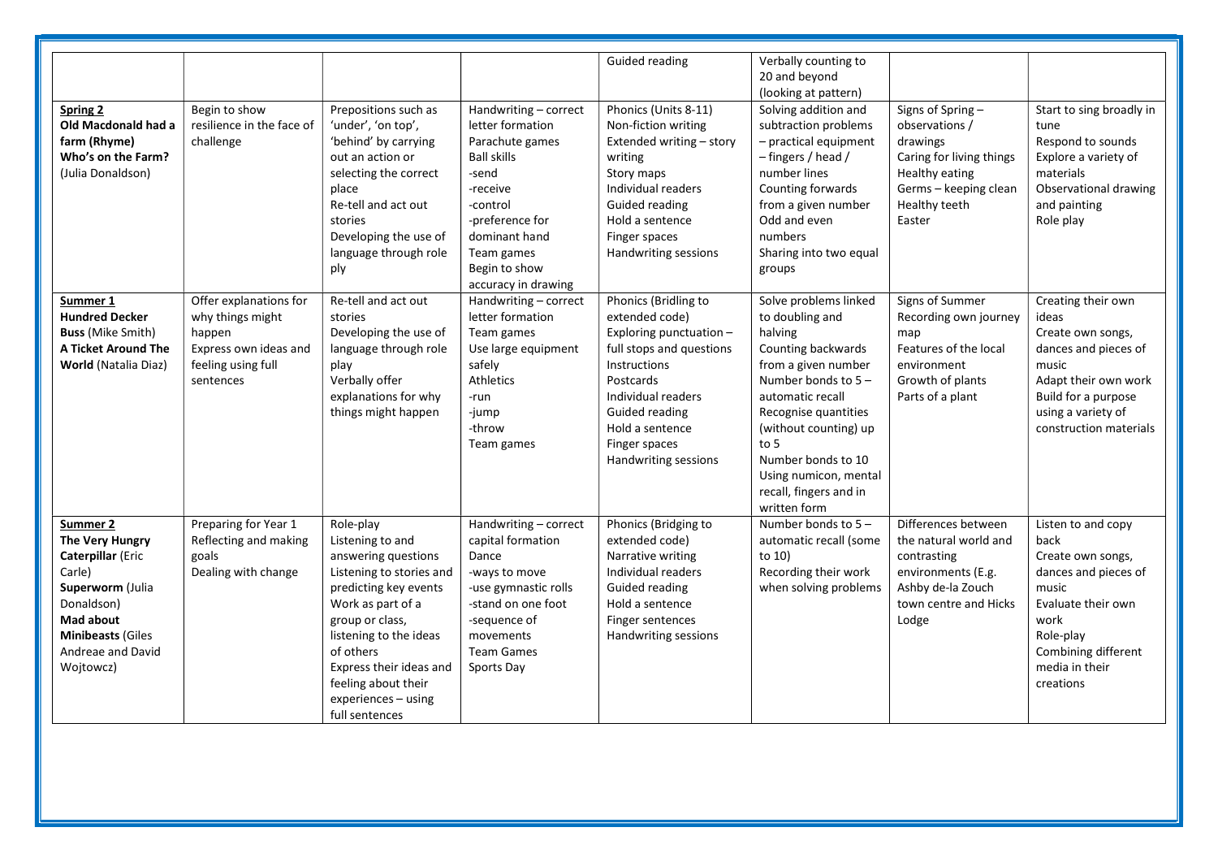| | | | | | | | |
|---|---|---|---|---|---|---|---|
| | | | | Guided reading | Verbally counting to 20 and beyond (looking at pattern) | | |
| **Spring 2** **Old Macdonald had a farm (Rhyme)** **Who's on the Farm?** (Julia Donaldson) | Begin to show resilience in the face of challenge | Prepositions such as 'under', 'on top', 'behind' by carrying out an action or selecting the correct place<br>Re-tell and act out stories<br>Developing the use of language through role ply | Handwriting – correct letter formation<br>Parachute games<br>Ball skills<br>-send<br>-receive<br>-control<br>-preference for dominant hand<br>Team games<br>Begin to show accuracy in drawing | Phonics (Units 8-11)<br>Non-fiction writing<br>Extended writing – story writing<br>Story maps<br>Individual readers<br>Guided reading<br>Hold a sentence<br>Finger spaces<br>Handwriting sessions | Solving addition and subtraction problems – practical equipment – fingers / head / number lines<br>Counting forwards from a given number<br>Odd and even numbers<br>Sharing into two equal groups | Signs of Spring – observations / drawings<br>Caring for living things<br>Healthy eating<br>Germs – keeping clean<br>Healthy teeth<br>Easter | Start to sing broadly in tune<br>Respond to sounds<br>Explore a variety of materials<br>Observational drawing and painting<br>Role play |
| **Summer 1** **Hundred Decker Buss** (Mike Smith) **A Ticket Around The World** (Natalia Diaz) | Offer explanations for why things might happen<br>Express own ideas and feeling using full sentences | Re-tell and act out stories<br>Developing the use of language through role play<br>Verbally offer explanations for why things might happen | Handwriting – correct letter formation<br>Team games<br>Use large equipment safely<br>Athletics<br>-run<br>-jump<br>-throw<br>Team games | Phonics (Bridling to extended code)<br>Exploring punctuation – full stops and questions<br>Instructions<br>Postcards<br>Individual readers<br>Guided reading<br>Hold a sentence<br>Finger spaces<br>Handwriting sessions | Solve problems linked to doubling and halving<br>Counting backwards from a given number<br>Number bonds to 5 – automatic recall<br>Recognise quantities (without counting) up to 5<br>Number bonds to 10<br>Using numicon, mental recall, fingers and in written form | Signs of Summer<br>Recording own journey map<br>Features of the local environment<br>Growth of plants<br>Parts of a plant | Creating their own ideas<br>Create own songs, dances and pieces of music<br>Adapt their own work<br>Build for a purpose using a variety of construction materials |
| **Summer 2** **The Very Hungry Caterpillar** (Eric Carle) **Superworm** (Julia Donaldson) **Mad about Minibeasts** (Giles Andreae and David Wojtowcz) | Preparing for Year 1<br>Reflecting and making goals<br>Dealing with change | Role-play<br>Listening to and answering questions<br>Listening to stories and predicting key events<br>Work as part of a group or class, listening to the ideas of others<br>Express their ideas and feeling about their experiences – using full sentences | Handwriting – correct capital formation<br>Dance<br>-ways to move<br>-use gymnastic rolls<br>-stand on one foot<br>-sequence of movements<br>Team Games<br>Sports Day | Phonics (Bridging to extended code)<br>Narrative writing<br>Individual readers<br>Guided reading<br>Hold a sentence<br>Finger sentences<br>Handwriting sessions | Number bonds to 5 – automatic recall (some to 10)<br>Recording their work when solving problems | Differences between the natural world and contrasting environments (E.g. Ashby de-la Zouch town centre and Hicks Lodge | Listen to and copy back<br>Create own songs, dances and pieces of music<br>Evaluate their own work<br>Role-play<br>Combining different media in their creations |